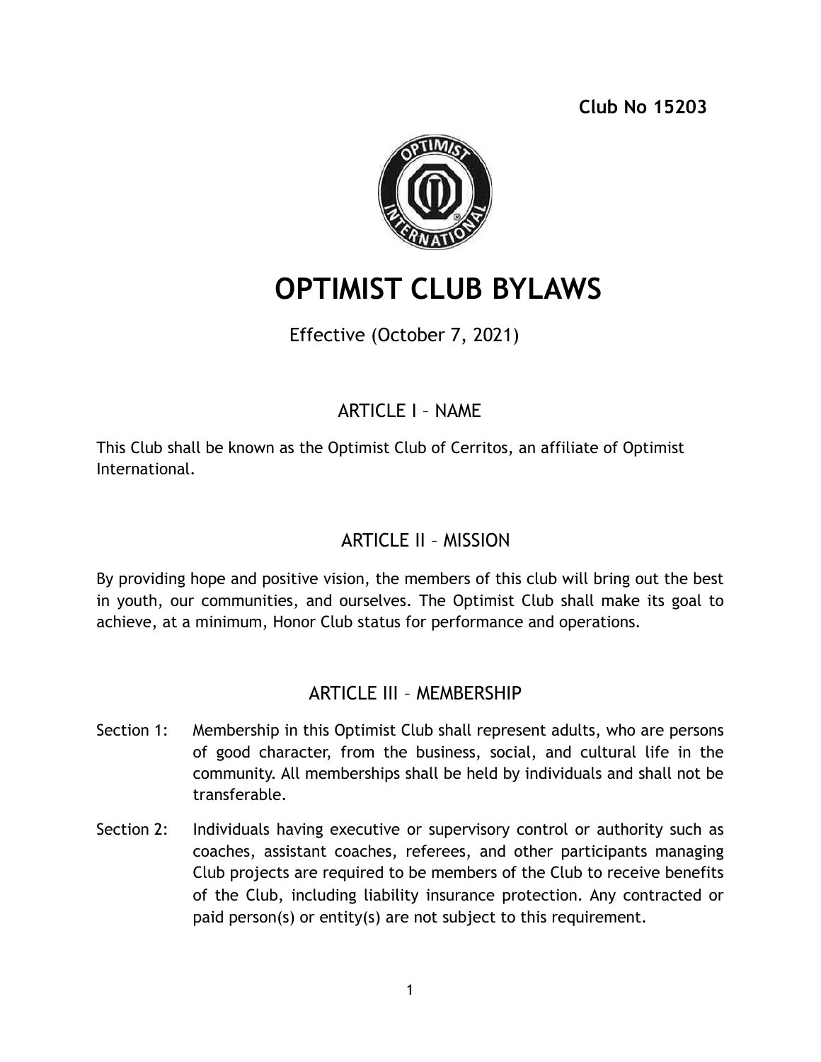**Club No 15203**

# OPTIMIST CLUB BYLAWS

Effective (October 7, 2021)

## ARTICLE I – NAME

This Club shall be known as the Optimist Club of Cerritos, an affiliate of Optimist International.

## ARTICLE II – MISSION

By providing hope and positive vision, the members of this club will bring out the best in youth, our communities, and ourselves. The Optimist Club shall make its goal to achieve, at a minimum, Honor Club status for performance and operations.

## ARTICLE III – MEMBERSHIP

Section 1: Membership in this Optimist Club shall represent adults, who are persons of good character, from the business, social, and cultural life in the community. All memberships shall be held by individuals and shall not be transferable.

Section 2: Individuals having executive or supervisory control or authority such as coaches, assistant coaches, referees, and other participants managing Club projects are required to be members of the Club to receive benefits of the Club, including liability insurance protection. Any contracted or paid person(s) or entity(s) are not subject to this requirement.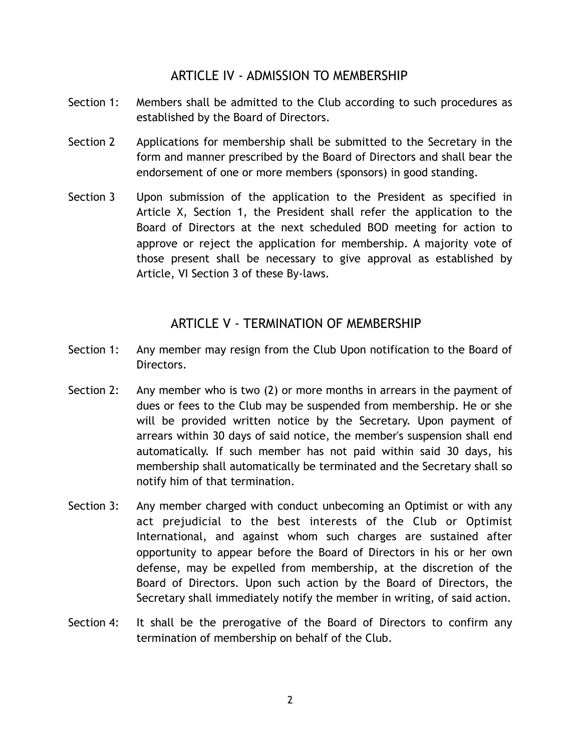## ARTICLE IV - ADMISSION TO MEMBERSHIP

Section 1: Members shall be admitted to the Club according to such procedures as established by the Board of Directors.

Section 2 Applications for membership shall be submitted to the Secretary in the form and manner prescribed by the Board of Directors and shall bear the endorsement of one or more members (sponsors) in good standing.

Section 3 Upon submission of the application to the President as specified in Article X, Section 1, the President shall refer the application to the Board of Directors at the next scheduled BOD meeting for action to approve or reject the application for membership. A majority vote of those present shall be necessary to give approval as established by Article, VI Section 3 of these By-laws.

## ARTICLE V - TERMINATION OF MEMBERSHIP

Section 1: Any member may resign from the Club Upon notification to the Board of Directors.

Section 2: Any member who is two (2) or more months in arrears in the payment of dues or fees to the Club may be suspended from membership. He or she will be provided written notice by the Secretary. Upon payment of arrears within 30 days of said notice, the member's suspension shall end automatically. If such member has not paid within said 30 days, his membership shall automatically be terminated and the Secretary shall so notify him of that termination.

Section 3: Any member charged with conduct unbecoming an Optimist or with any act prejudicial to the best interests of the Club or Optimist International, and against whom such charges are sustained after opportunity to appear before the Board of Directors in his or her own defense, may be expelled from membership, at the discretion of the Board of Directors. Upon such action by the Board of Directors, the Secretary shall immediately notify the member in writing, of said action.

Section 4: It shall be the prerogative of the Board of Directors to confirm any termination of membership on behalf of the Club.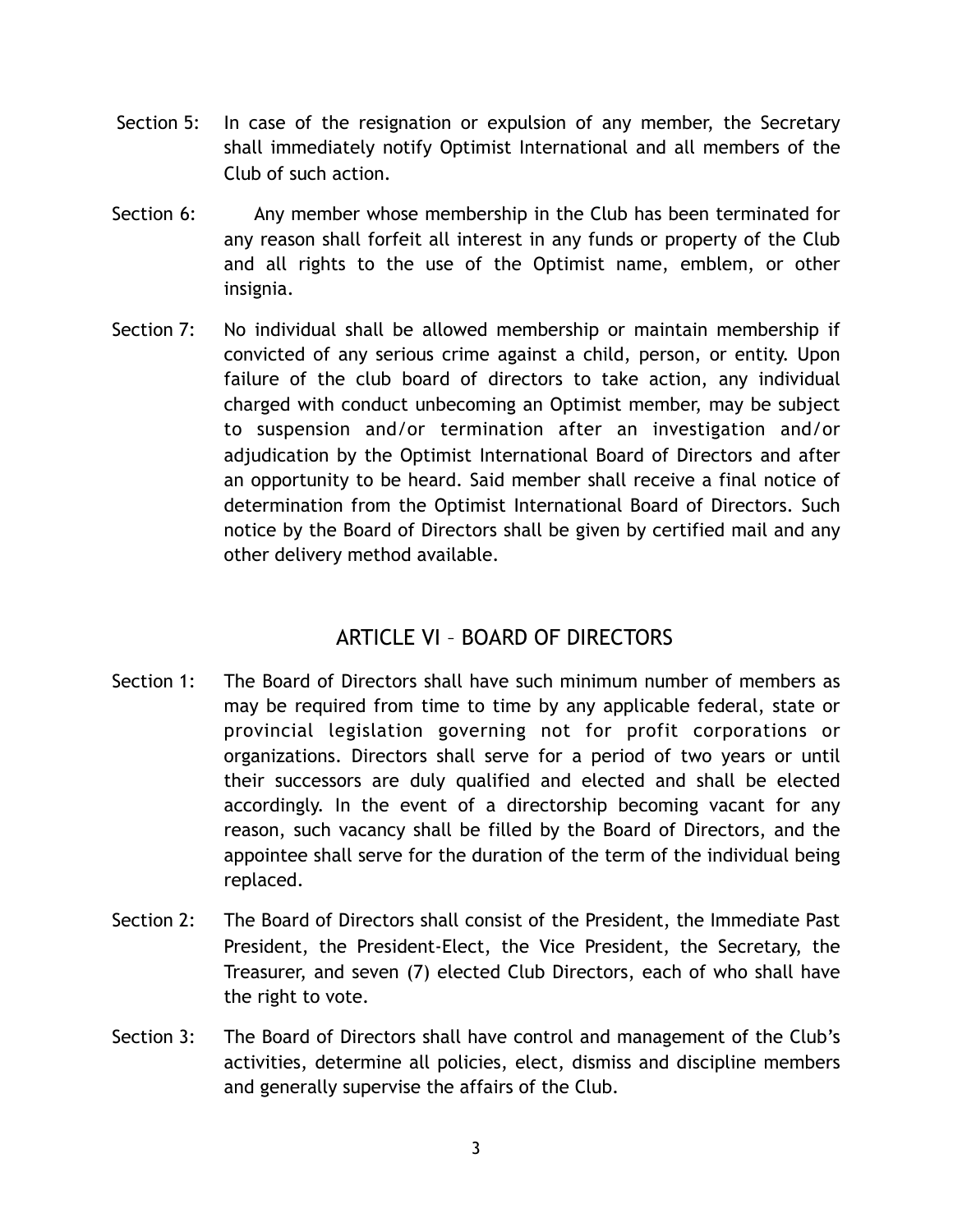Section 5: In case of the resignation or expulsion of any member, the Secretary shall immediately notify Optimist International and all members of the Club of such action.

Section 6: Any member whose membership in the Club has been terminated for any reason shall forfeit all interest in any funds or property of the Club and all rights to the use of the Optimist name, emblem, or other insignia.

Section 7: No individual shall be allowed membership or maintain membership if convicted of any serious crime against a child, person, or entity. Upon failure of the club board of directors to take action, any individual charged with conduct unbecoming an Optimist member, may be subject to suspension and/or termination after an investigation and/or adjudication by the Optimist International Board of Directors and after an opportunity to be heard. Said member shall receive a final notice of determination from the Optimist International Board of Directors. Such notice by the Board of Directors shall be given by certified mail and any other delivery method available.

## ARTICLE VI – BOARD OF DIRECTORS

Section 1: The Board of Directors shall have such minimum number of members as may be required from time to time by any applicable federal, state or provincial legislation governing not for profit corporations or organizations. Directors shall serve for a period of two years or until their successors are duly qualified and elected and shall be elected accordingly. In the event of a directorship becoming vacant for any reason, such vacancy shall be filled by the Board of Directors, and the appointee shall serve for the duration of the term of the individual being replaced.

Section 2: The Board of Directors shall consist of the President, the Immediate Past President, the President-Elect, the Vice President, the Secretary, the Treasurer, and seven (7) elected Club Directors, each of who shall have the right to vote.

Section 3: The Board of Directors shall have control and management of the Club's activities, determine all policies, elect, dismiss and discipline members and generally supervise the affairs of the Club.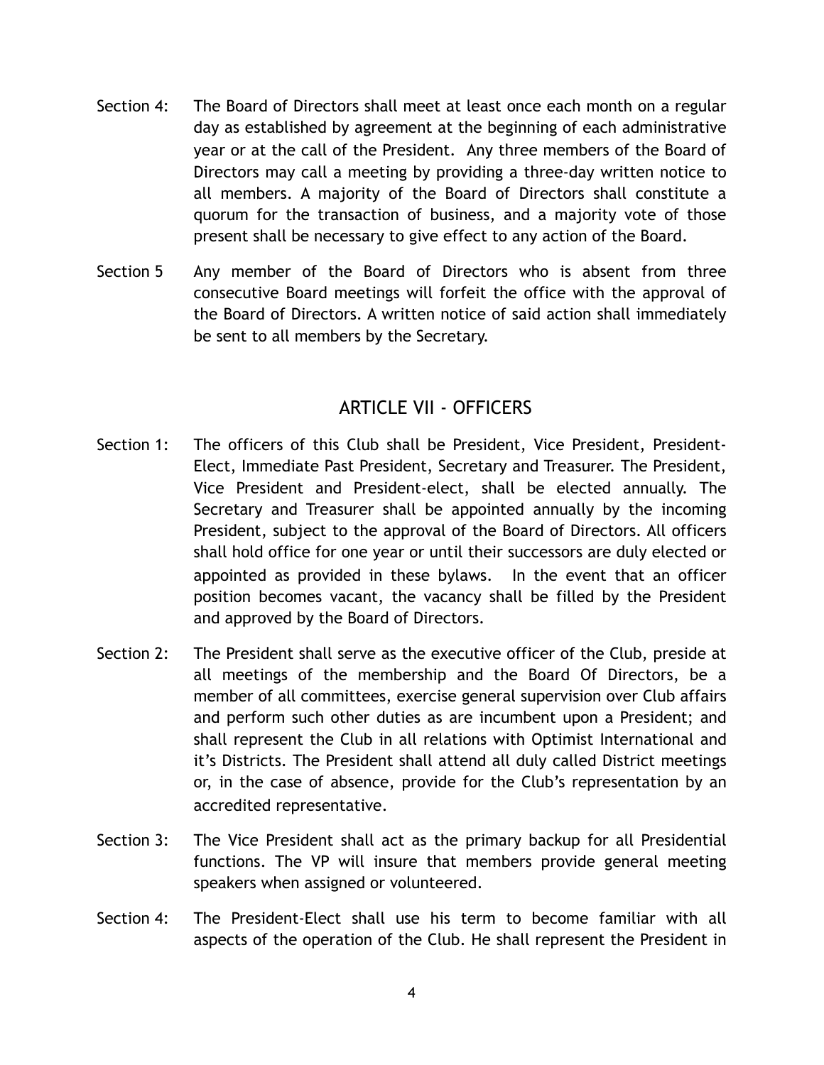Section 4: The Board of Directors shall meet at least once each month on a regular day as established by agreement at the beginning of each administrative year or at the call of the President. Any three members of the Board of Directors may call a meeting by providing a three-day written notice to all members. A majority of the Board of Directors shall constitute a quorum for the transaction of business, and a majority vote of those present shall be necessary to give effect to any action of the Board.

Section 5 Any member of the Board of Directors who is absent from three consecutive Board meetings will forfeit the office with the approval of the Board of Directors. A written notice of said action shall immediately be sent to all members by the Secretary.

## ARTICLE VII - OFFICERS

Section 1: The officers of this Club shall be President, Vice President, President-Elect, Immediate Past President, Secretary and Treasurer. The President, Vice President and President-elect, shall be elected annually. The Secretary and Treasurer shall be appointed annually by the incoming President, subject to the approval of the Board of Directors. All officers shall hold office for one year or until their successors are duly elected or appointed as provided in these bylaws. In the event that an officer position becomes vacant, the vacancy shall be filled by the President and approved by the Board of Directors.

Section 2: The President shall serve as the executive officer of the Club, preside at all meetings of the membership and the Board Of Directors, be a member of all committees, exercise general supervision over Club affairs and perform such other duties as are incumbent upon a President; and shall represent the Club in all relations with Optimist International and it's Districts. The President shall attend all duly called District meetings or, in the case of absence, provide for the Club's representation by an accredited representative.

Section 3: The Vice President shall act as the primary backup for all Presidential functions. The VP will insure that members provide general meeting speakers when assigned or volunteered.

Section 4: The President-Elect shall use his term to become familiar with all aspects of the operation of the Club. He shall represent the President in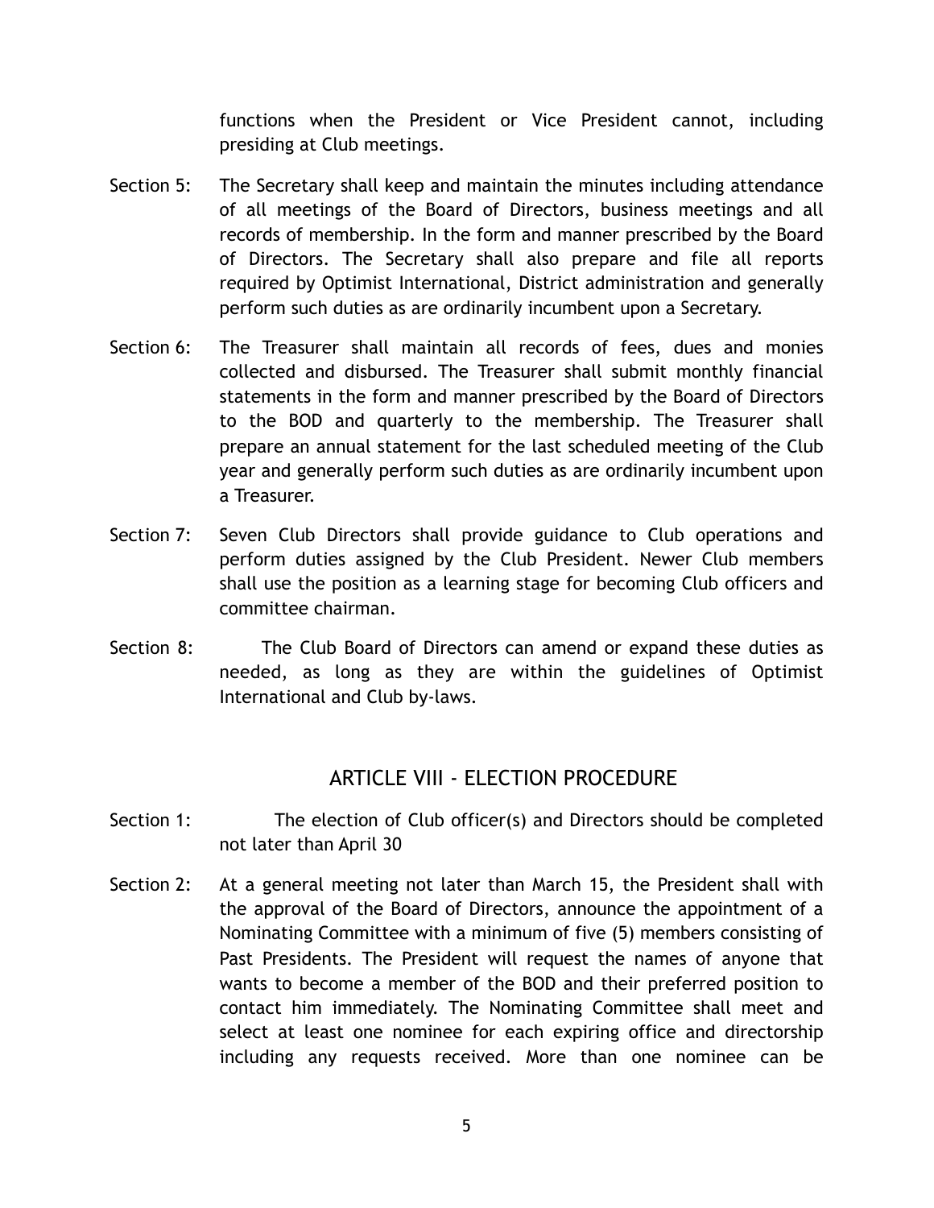functions when the President or Vice President cannot, including presiding at Club meetings.

Section 5: The Secretary shall keep and maintain the minutes including attendance of all meetings of the Board of Directors, business meetings and all records of membership. In the form and manner prescribed by the Board of Directors. The Secretary shall also prepare and file all reports required by Optimist International, District administration and generally perform such duties as are ordinarily incumbent upon a Secretary.

Section 6: The Treasurer shall maintain all records of fees, dues and monies collected and disbursed. The Treasurer shall submit monthly financial statements in the form and manner prescribed by the Board of Directors to the BOD and quarterly to the membership. The Treasurer shall prepare an annual statement for the last scheduled meeting of the Club year and generally perform such duties as are ordinarily incumbent upon a Treasurer.

Section 7: Seven Club Directors shall provide guidance to Club operations and perform duties assigned by the Club President. Newer Club members shall use the position as a learning stage for becoming Club officers and committee chairman.

Section 8: The Club Board of Directors can amend or expand these duties as needed, as long as they are within the guidelines of Optimist International and Club by-laws.

## ARTICLE VIII - ELECTION PROCEDURE

Section 1: The election of Club officer(s) and Directors should be completed not later than April 30

Section 2: At a general meeting not later than March 15, the President shall with the approval of the Board of Directors, announce the appointment of a Nominating Committee with a minimum of five (5) members consisting of Past Presidents. The President will request the names of anyone that wants to become a member of the BOD and their preferred position to contact him immediately. The Nominating Committee shall meet and select at least one nominee for each expiring office and directorship including any requests received. More than one nominee can be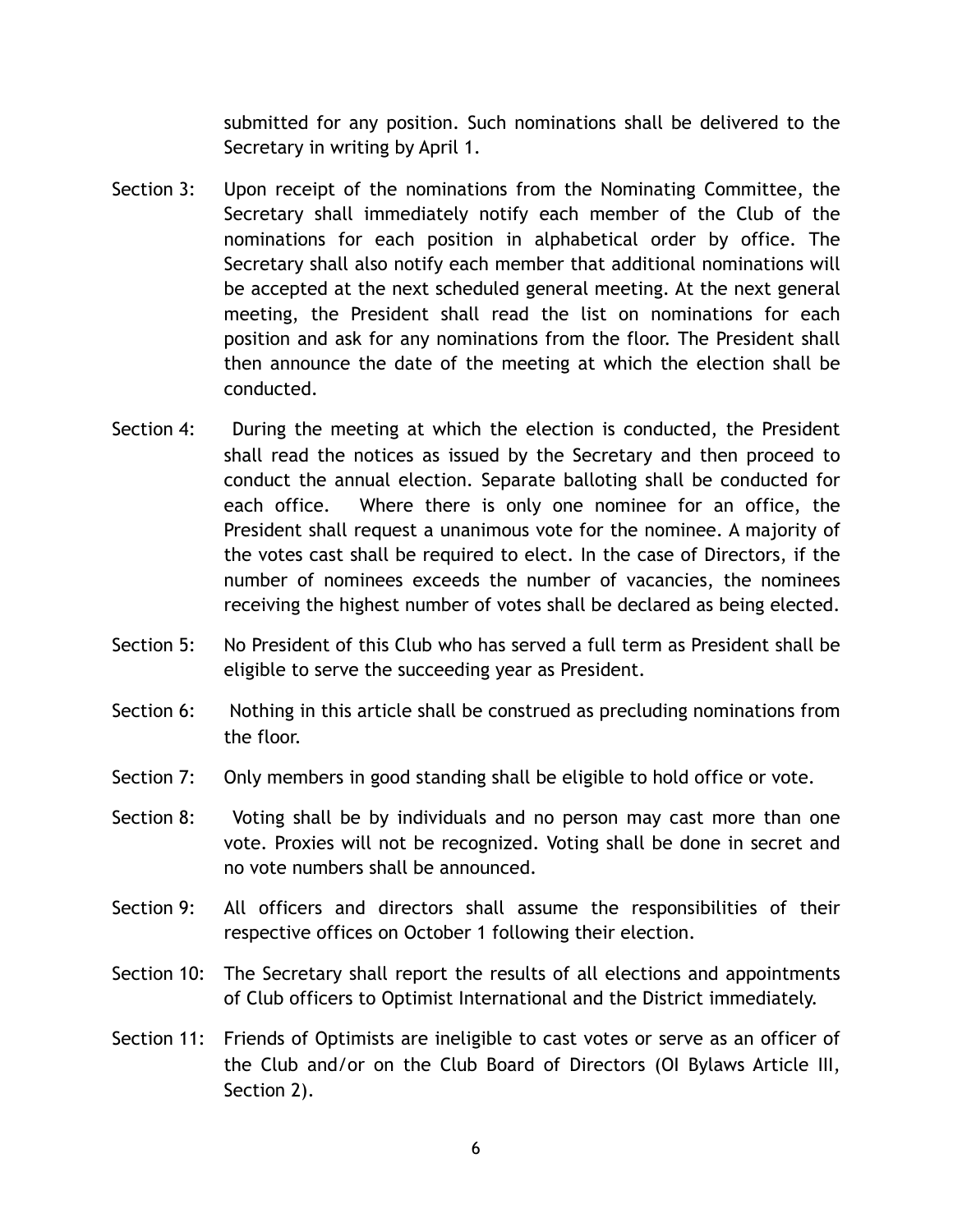submitted for any position. Such nominations shall be delivered to the Secretary in writing by April 1.

Section 3: Upon receipt of the nominations from the Nominating Committee, the Secretary shall immediately notify each member of the Club of the nominations for each position in alphabetical order by office. The Secretary shall also notify each member that additional nominations will be accepted at the next scheduled general meeting. At the next general meeting, the President shall read the list on nominations for each position and ask for any nominations from the floor. The President shall then announce the date of the meeting at which the election shall be conducted.

Section 4: During the meeting at which the election is conducted, the President shall read the notices as issued by the Secretary and then proceed to conduct the annual election. Separate balloting shall be conducted for each office. Where there is only one nominee for an office, the President shall request a unanimous vote for the nominee. A majority of the votes cast shall be required to elect. In the case of Directors, if the number of nominees exceeds the number of vacancies, the nominees receiving the highest number of votes shall be declared as being elected.

Section 5: No President of this Club who has served a full term as President shall be eligible to serve the succeeding year as President.

Section 6: Nothing in this article shall be construed as precluding nominations from the floor.

Section 7: Only members in good standing shall be eligible to hold office or vote.

Section 8: Voting shall be by individuals and no person may cast more than one vote. Proxies will not be recognized. Voting shall be done in secret and no vote numbers shall be announced.

Section 9: All officers and directors shall assume the responsibilities of their respective offices on October 1 following their election.

Section 10: The Secretary shall report the results of all elections and appointments of Club officers to Optimist International and the District immediately.

Section 11: Friends of Optimists are ineligible to cast votes or serve as an officer of the Club and/or on the Club Board of Directors (OI Bylaws Article III, Section 2).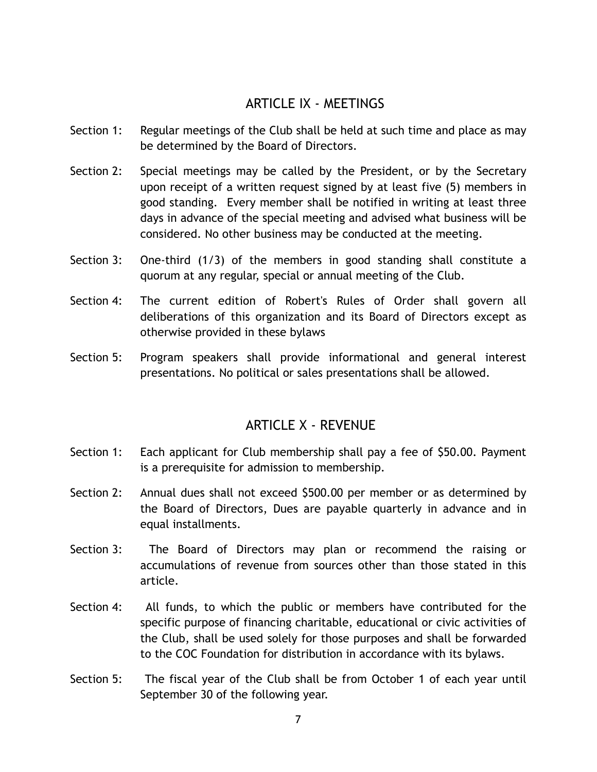## ARTICLE IX - MEETINGS

Section 1: Regular meetings of the Club shall be held at such time and place as may be determined by the Board of Directors.

Section 2: Special meetings may be called by the President, or by the Secretary upon receipt of a written request signed by at least five (5) members in good standing. Every member shall be notified in writing at least three days in advance of the special meeting and advised what business will be considered. No other business may be conducted at the meeting.

Section 3: One-third (1/3) of the members in good standing shall constitute a quorum at any regular, special or annual meeting of the Club.

Section 4: The current edition of Robert's Rules of Order shall govern all deliberations of this organization and its Board of Directors except as otherwise provided in these bylaws

Section 5: Program speakers shall provide informational and general interest presentations. No political or sales presentations shall be allowed.

## ARTICLE X - REVENUE

Section 1: Each applicant for Club membership shall pay a fee of $50.00. Payment is a prerequisite for admission to membership.

Section 2: Annual dues shall not exceed $500.00 per member or as determined by the Board of Directors, Dues are payable quarterly in advance and in equal installments.

Section 3: The Board of Directors may plan or recommend the raising or accumulations of revenue from sources other than those stated in this article.

Section 4: All funds, to which the public or members have contributed for the specific purpose of financing charitable, educational or civic activities of the Club, shall be used solely for those purposes and shall be forwarded to the COC Foundation for distribution in accordance with its bylaws.

Section 5: The fiscal year of the Club shall be from October 1 of each year until September 30 of the following year.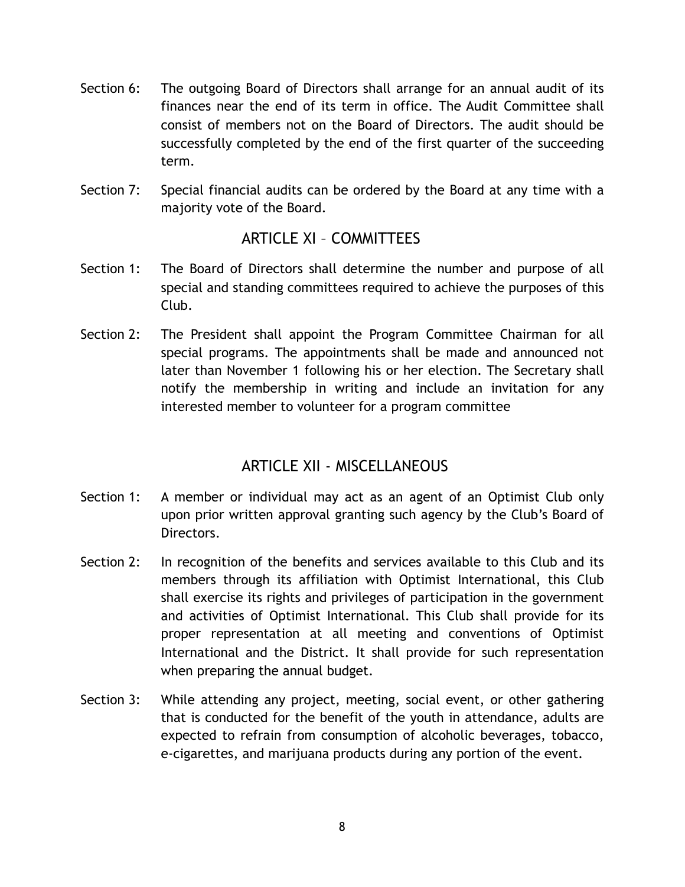Section 6: The outgoing Board of Directors shall arrange for an annual audit of its finances near the end of its term in office. The Audit Committee shall consist of members not on the Board of Directors. The audit should be successfully completed by the end of the first quarter of the succeeding term.

Section 7: Special financial audits can be ordered by the Board at any time with a majority vote of the Board.

## ARTICLE XI – COMMITTEES

Section 1: The Board of Directors shall determine the number and purpose of all special and standing committees required to achieve the purposes of this Club.

Section 2: The President shall appoint the Program Committee Chairman for all special programs. The appointments shall be made and announced not later than November 1 following his or her election. The Secretary shall notify the membership in writing and include an invitation for any interested member to volunteer for a program committee

## ARTICLE XII - MISCELLANEOUS

Section 1: A member or individual may act as an agent of an Optimist Club only upon prior written approval granting such agency by the Club's Board of Directors.

Section 2: In recognition of the benefits and services available to this Club and its members through its affiliation with Optimist International, this Club shall exercise its rights and privileges of participation in the government and activities of Optimist International. This Club shall provide for its proper representation at all meeting and conventions of Optimist International and the District. It shall provide for such representation when preparing the annual budget.

Section 3: While attending any project, meeting, social event, or other gathering that is conducted for the benefit of the youth in attendance, adults are expected to refrain from consumption of alcoholic beverages, tobacco, e-cigarettes, and marijuana products during any portion of the event.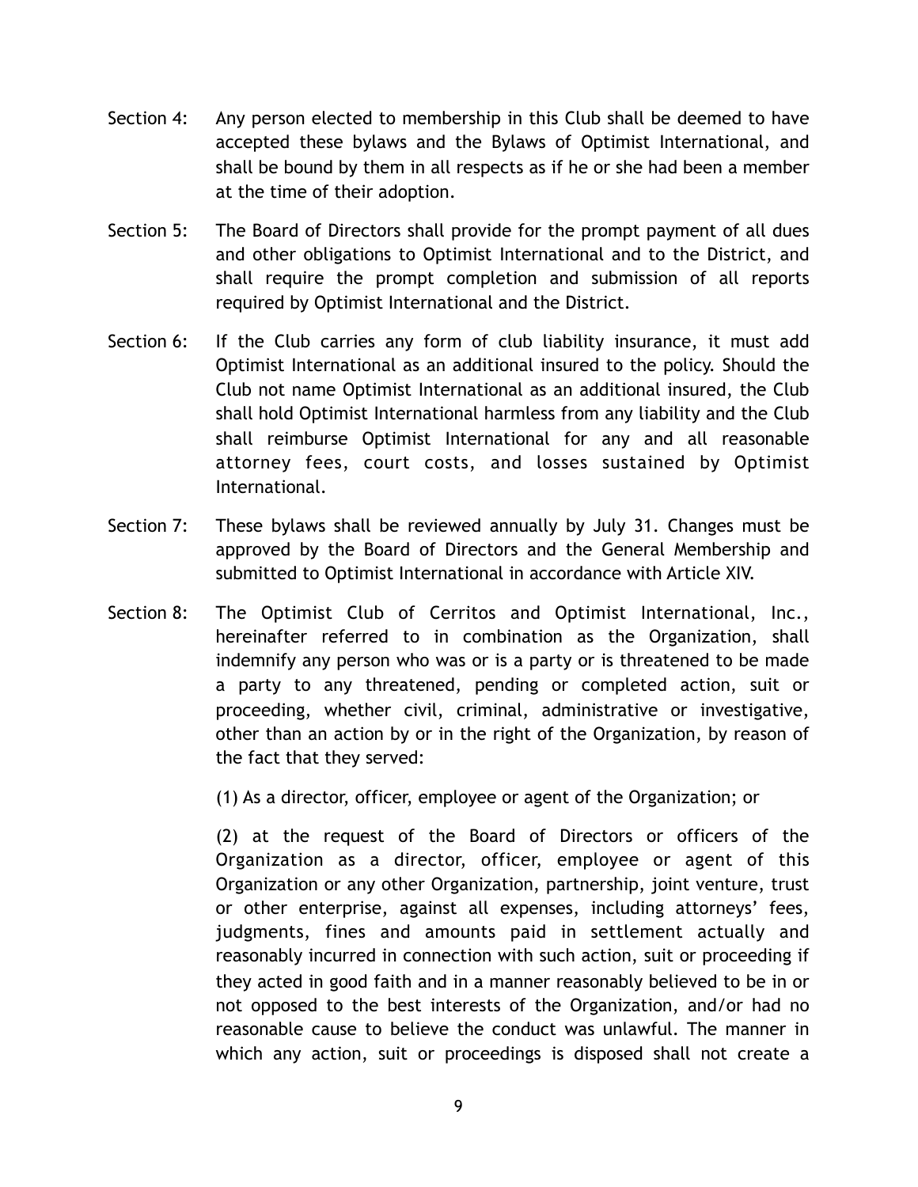Section 4: Any person elected to membership in this Club shall be deemed to have accepted these bylaws and the Bylaws of Optimist International, and shall be bound by them in all respects as if he or she had been a member at the time of their adoption.

Section 5: The Board of Directors shall provide for the prompt payment of all dues and other obligations to Optimist International and to the District, and shall require the prompt completion and submission of all reports required by Optimist International and the District.

Section 6: If the Club carries any form of club liability insurance, it must add Optimist International as an additional insured to the policy. Should the Club not name Optimist International as an additional insured, the Club shall hold Optimist International harmless from any liability and the Club shall reimburse Optimist International for any and all reasonable attorney fees, court costs, and losses sustained by Optimist International.

Section 7: These bylaws shall be reviewed annually by July 31. Changes must be approved by the Board of Directors and the General Membership and submitted to Optimist International in accordance with Article XIV.

Section 8: The Optimist Club of Cerritos and Optimist International, Inc., hereinafter referred to in combination as the Organization, shall indemnify any person who was or is a party or is threatened to be made a party to any threatened, pending or completed action, suit or proceeding, whether civil, criminal, administrative or investigative, other than an action by or in the right of the Organization, by reason of the fact that they served:

(1) As a director, officer, employee or agent of the Organization; or

(2) at the request of the Board of Directors or officers of the Organization as a director, officer, employee or agent of this Organization or any other Organization, partnership, joint venture, trust or other enterprise, against all expenses, including attorneys' fees, judgments, fines and amounts paid in settlement actually and reasonably incurred in connection with such action, suit or proceeding if they acted in good faith and in a manner reasonably believed to be in or not opposed to the best interests of the Organization, and/or had no reasonable cause to believe the conduct was unlawful. The manner in which any action, suit or proceedings is disposed shall not create a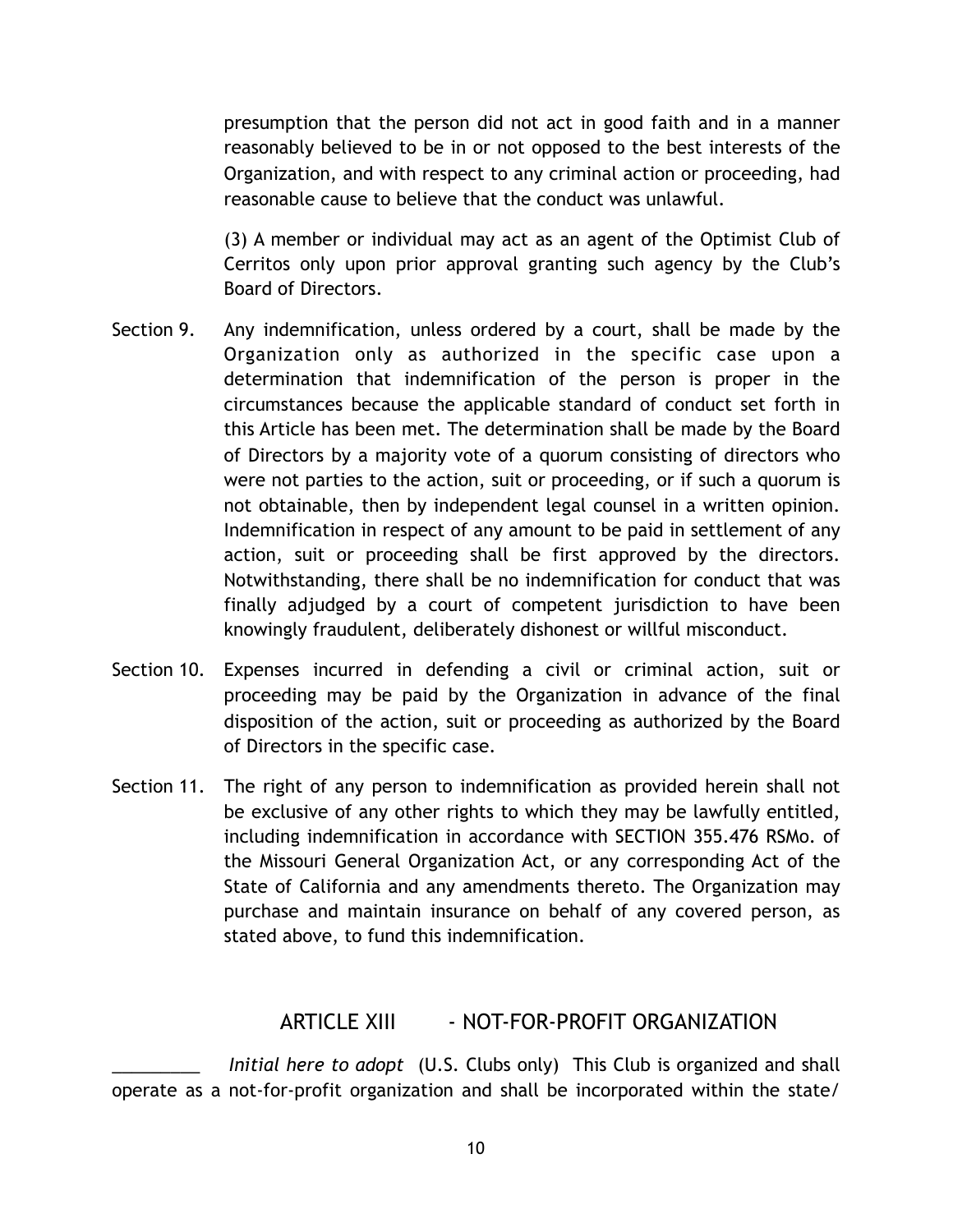presumption that the person did not act in good faith and in a manner reasonably believed to be in or not opposed to the best interests of the Organization, and with respect to any criminal action or proceeding, had reasonable cause to believe that the conduct was unlawful.

(3) A member or individual may act as an agent of the Optimist Club of Cerritos only upon prior approval granting such agency by the Club's Board of Directors.

Section 9. Any indemnification, unless ordered by a court, shall be made by the Organization only as authorized in the specific case upon a determination that indemnification of the person is proper in the circumstances because the applicable standard of conduct set forth in this Article has been met. The determination shall be made by the Board of Directors by a majority vote of a quorum consisting of directors who were not parties to the action, suit or proceeding, or if such a quorum is not obtainable, then by independent legal counsel in a written opinion. Indemnification in respect of any amount to be paid in settlement of any action, suit or proceeding shall be first approved by the directors. Notwithstanding, there shall be no indemnification for conduct that was finally adjudged by a court of competent jurisdiction to have been knowingly fraudulent, deliberately dishonest or willful misconduct.

Section 10. Expenses incurred in defending a civil or criminal action, suit or proceeding may be paid by the Organization in advance of the final disposition of the action, suit or proceeding as authorized by the Board of Directors in the specific case.

Section 11. The right of any person to indemnification as provided herein shall not be exclusive of any other rights to which they may be lawfully entitled, including indemnification in accordance with SECTION 355.476 RSMo. of the Missouri General Organization Act, or any corresponding Act of the State of California and any amendments thereto. The Organization may purchase and maintain insurance on behalf of any covered person, as stated above, to fund this indemnification.

## ARTICLE XIII - NOT-FOR-PROFIT ORGANIZATION

_________ *Initial here to adopt* (U.S. Clubs only) This Club is organized and shall operate as a not-for-profit organization and shall be incorporated within the state/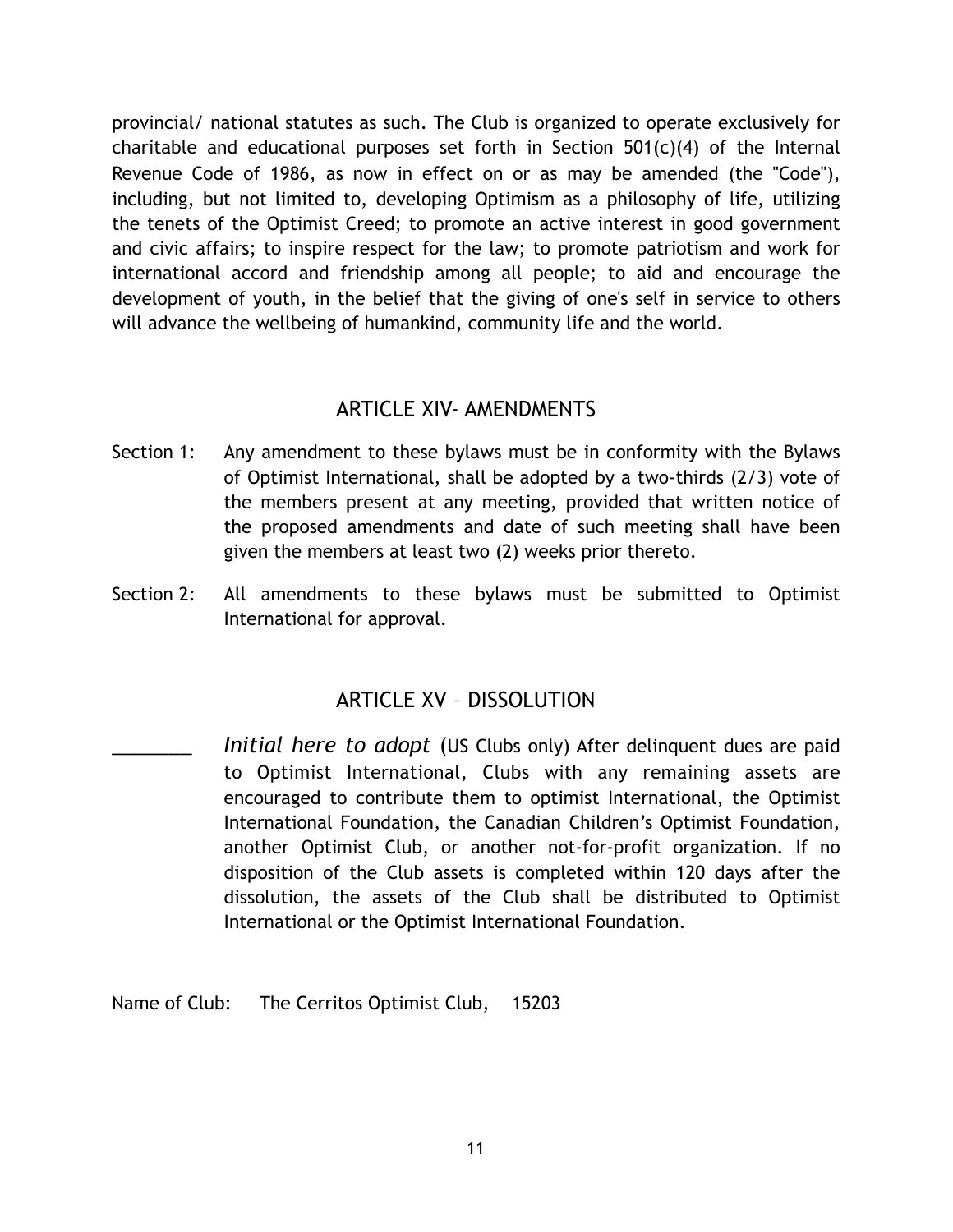provincial/ national statutes as such. The Club is organized to operate exclusively for charitable and educational purposes set forth in Section 501(c)(4) of the Internal Revenue Code of 1986, as now in effect on or as may be amended (the "Code"), including, but not limited to, developing Optimism as a philosophy of life, utilizing the tenets of the Optimist Creed; to promote an active interest in good government and civic affairs; to inspire respect for the law; to promote patriotism and work for international accord and friendship among all people; to aid and encourage the development of youth, in the belief that the giving of one's self in service to others will advance the wellbeing of humankind, community life and the world.

## ARTICLE XIV- AMENDMENTS

Section 1: Any amendment to these bylaws must be in conformity with the Bylaws of Optimist International, shall be adopted by a two-thirds (2/3) vote of the members present at any meeting, provided that written notice of the proposed amendments and date of such meeting shall have been given the members at least two (2) weeks prior thereto.

Section 2: All amendments to these bylaws must be submitted to Optimist International for approval.

## ARTICLE XV – DISSOLUTION

________ *Initial here to adopt* (US Clubs only) After delinquent dues are paid to Optimist International, Clubs with any remaining assets are encouraged to contribute them to optimist International, the Optimist International Foundation, the Canadian Children's Optimist Foundation, another Optimist Club, or another not-for-profit organization. If no disposition of the Club assets is completed within 120 days after the dissolution, the assets of the Club shall be distributed to Optimist International or the Optimist International Foundation.

Name of Club: The Cerritos Optimist Club, 15203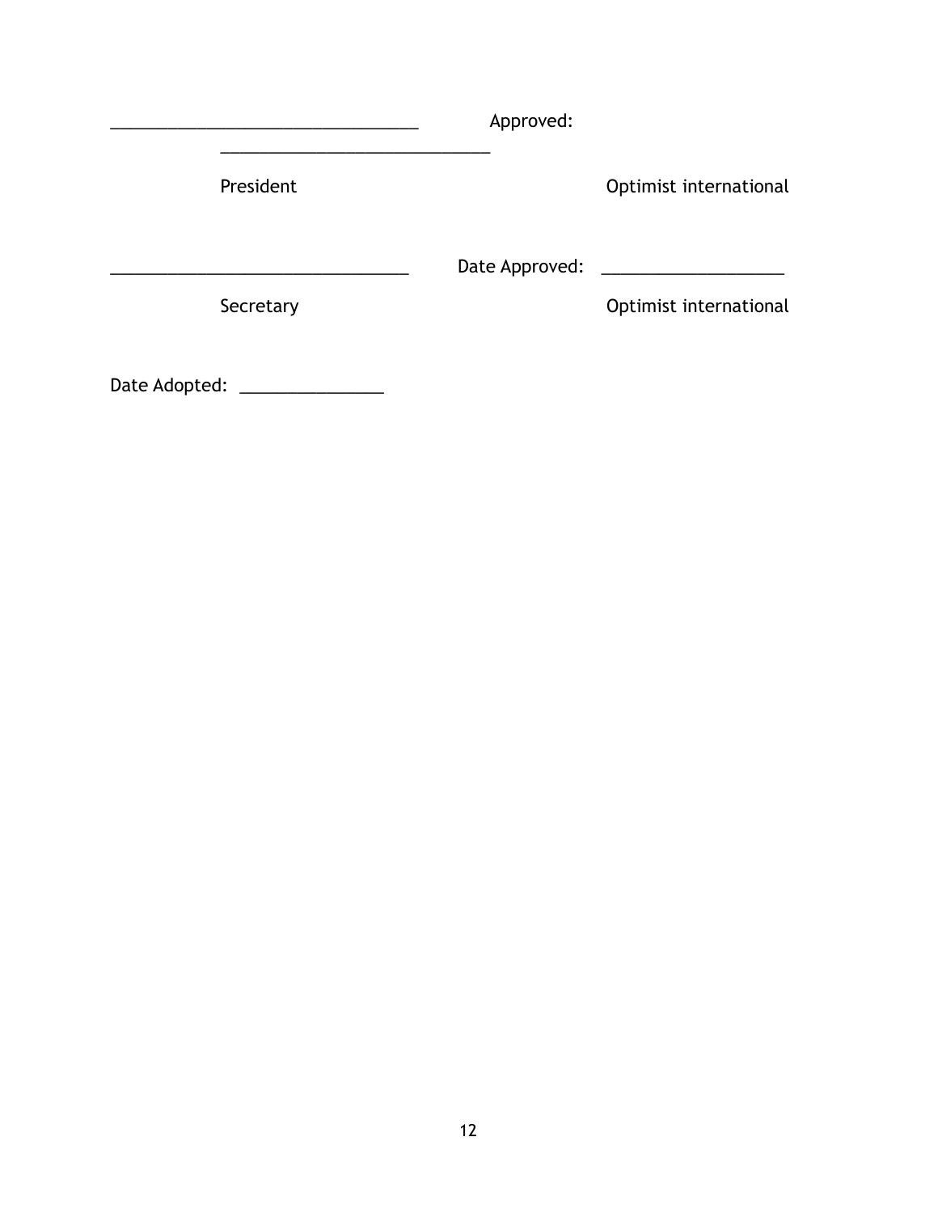________________________________ Approved: ____________________________

President Optimist international

________________________________ Date Approved: ___________________

Secretary Optimist international

Date Adopted: _______________